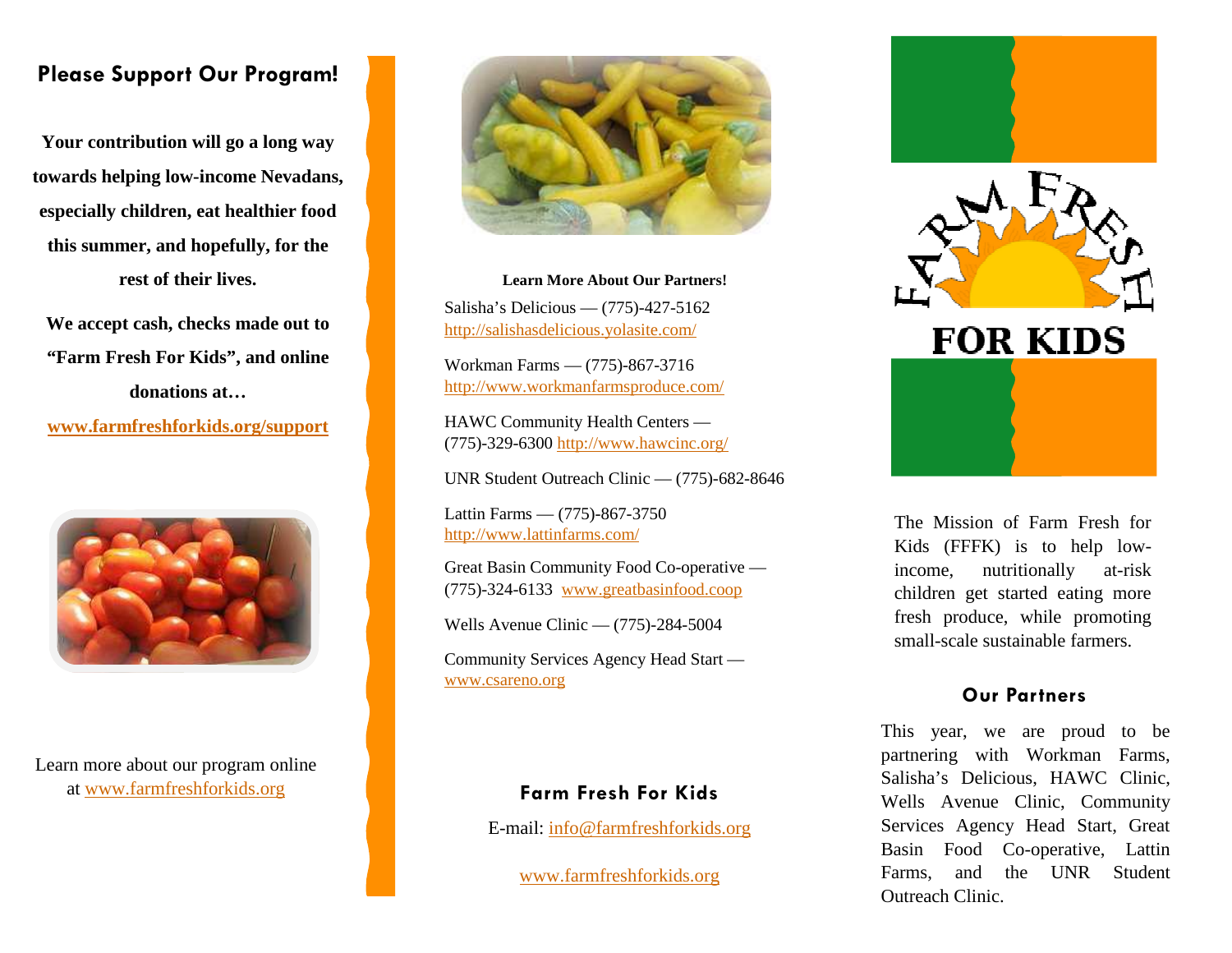## Please Support Our Program!

**Your contribution will go a long way towards helping low-income Nevadans, especially children, eat healthier food this summer, and hopefully, for the rest of their lives.**

**We accept cash, checks made out to "Farm Fresh For Kids", and online donations at…**

**www.farmfreshforkids.org/support**

Learn more about our program online at www.farmfreshforkids.org

**Learn More About Our Partners!**

Salisha's Delicious — (775)-427-5162
http://salishasdelicious.yolasite.com/

Workman Farms — (775)-867-3716
http://www.workmanfarmsproduce.com/

HAWC Community Health Centers — (775)-329-6300 http://www.hawcinc.org/

UNR Student Outreach Clinic — (775)-682-8646

Lattin Farms — (775)-867-3750
http://www.lattinfarms.com/

Great Basin Community Food Co-operative — (775)-324-6133 www.greatbasinfood.coop

Wells Avenue Clinic — (775)-284-5004

Community Services Agency Head Start — www.csareno.org

### Farm Fresh For Kids

E-mail: info@farmfreshforkids.org

www.farmfreshforkids.org

# FARM FRESH FOR KIDS

The Mission of Farm Fresh for Kids (FFFK) is to help low-income, nutritionally at-risk children get started eating more fresh produce, while promoting small-scale sustainable farmers.

### Our Partners

This year, we are proud to be partnering with Workman Farms, Salisha's Delicious, HAWC Clinic, Wells Avenue Clinic, Community Services Agency Head Start, Great Basin Food Co-operative, Lattin Farms, and the UNR Student Outreach Clinic.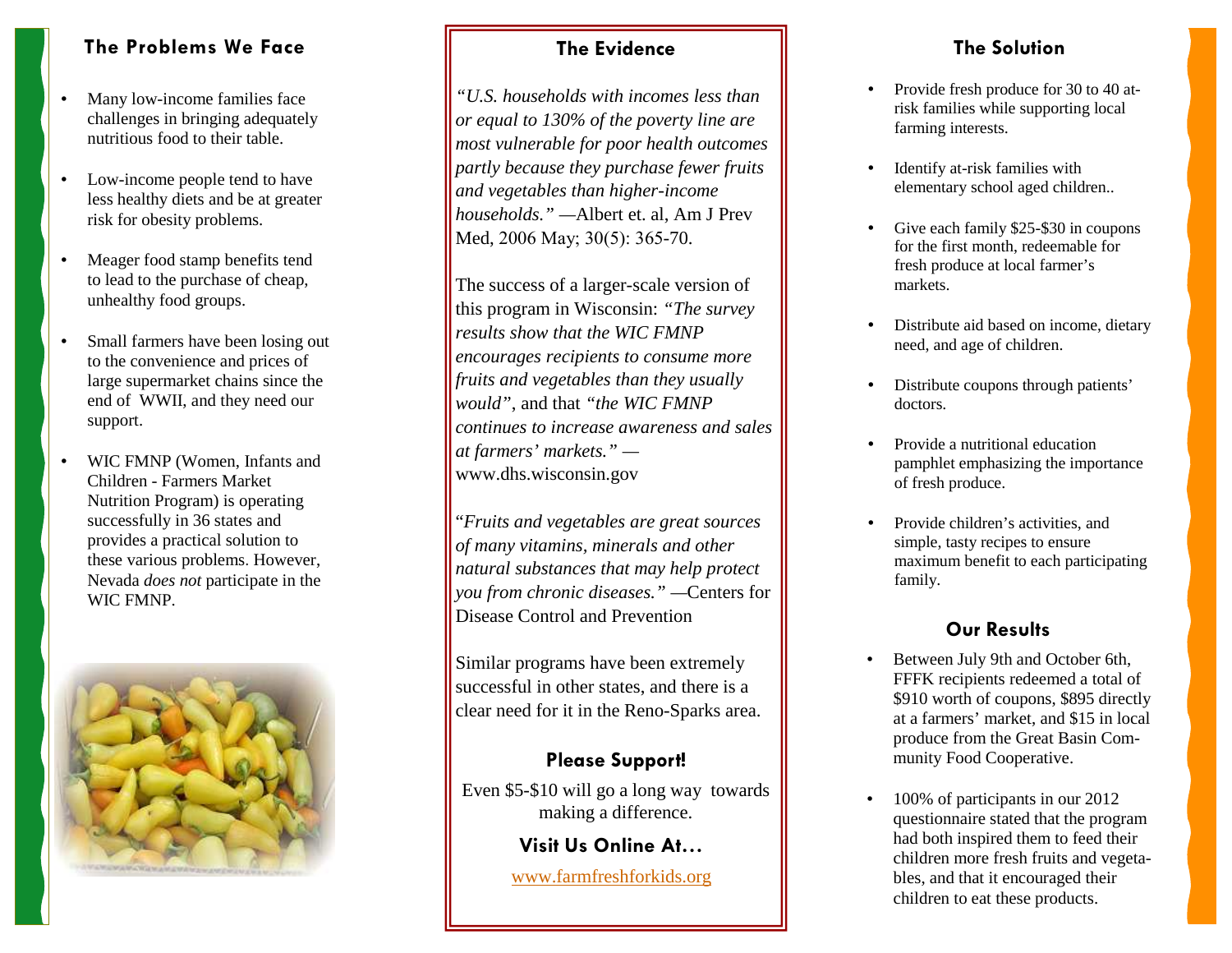## The Problems We Face

- Many low-income families face challenges in bringing adequately nutritious food to their table.
- Low-income people tend to have less healthy diets and be at greater risk for obesity problems.
- Meager food stamp benefits tend to lead to the purchase of cheap, unhealthy food groups.
- Small farmers have been losing out to the convenience and prices of large supermarket chains since the end of WWII, and they need our support.
- WIC FMNP (Women, Infants and Children - Farmers Market Nutrition Program) is operating successfully in 36 states and provides a practical solution to these various problems. However, Nevada *does not* participate in the WIC FMNP.

## The Evidence

*"U.S. households with incomes less than or equal to 130% of the poverty line are most vulnerable for poor health outcomes partly because they purchase fewer fruits and vegetables than higher-income households."* —Albert et. al, Am J Prev Med, 2006 May; 30(5): 365-70.

The success of a larger-scale version of this program in Wisconsin: *"The survey results show that the WIC FMNP encourages recipients to consume more fruits and vegetables than they usually would"*, and that *"the WIC FMNP continues to increase awareness and sales at farmers' markets."* —www.dhs.wisconsin.gov

"*Fruits and vegetables are great sources of many vitamins, minerals and other natural substances that may help protect you from chronic diseases."* —Centers for Disease Control and Prevention

Similar programs have been extremely successful in other states, and there is a clear need for it in the Reno-Sparks area.

### Please Support!

Even $5-$10 will go a long way towards making a difference.

### Visit Us Online At…

www.farmfreshforkids.org

## The Solution

- Provide fresh produce for 30 to 40 at-risk families while supporting local farming interests.
- Identify at-risk families with elementary school aged children..
- Give each family $25-$30 in coupons for the first month, redeemable for fresh produce at local farmer's markets.
- Distribute aid based on income, dietary need, and age of children.
- Distribute coupons through patients' doctors.
- Provide a nutritional education pamphlet emphasizing the importance of fresh produce.
- Provide children's activities, and simple, tasty recipes to ensure maximum benefit to each participating family.

## Our Results

- Between July 9th and October 6th, FFFK recipients redeemed a total of $910 worth of coupons, $895 directly at a farmers' market, and $15 in local produce from the Great Basin Community Food Cooperative.
- 100% of participants in our 2012 questionnaire stated that the program had both inspired them to feed their children more fresh fruits and vegetables, and that it encouraged their children to eat these products.